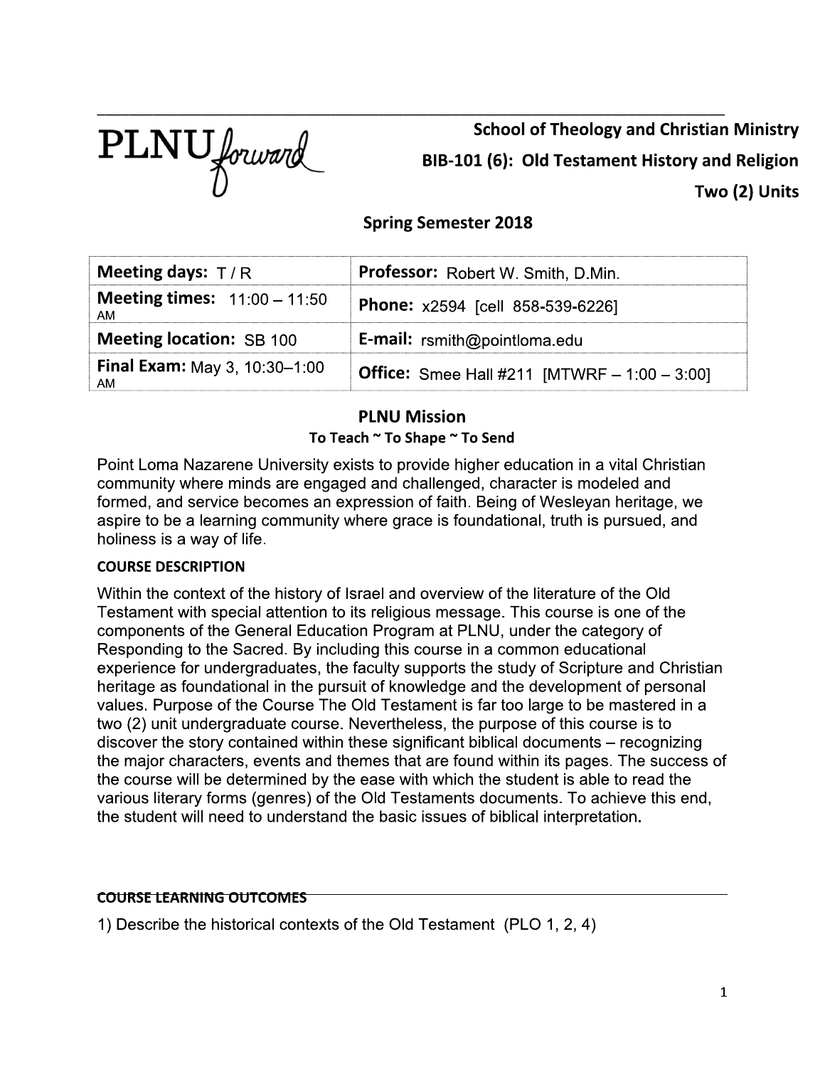PLNU forward

**School of Theology and Christian Ministry**

**BIB-101 (6): Old Testament History and Religion**

**Two (2) Units**

**Spring Semester 2018**

| | |
|---|---|
| **Meeting days:** T / R | **Professor:** Robert W. Smith, D.Min. |
| **Meeting times:** 11:00 – 11:50 AM | **Phone:** x2594 [cell 858-539-6226] |
| **Meeting location:** SB 100 | **E-mail:** rsmith@pointloma.edu |
| **Final Exam:** May 3, 10:30–1:00 AM | **Office:** Smee Hall #211 [MTWRF – 1:00 – 3:00] |

## PLNU Mission

**To Teach ~ To Shape ~ To Send**

Point Loma Nazarene University exists to provide higher education in a vital Christian community where minds are engaged and challenged, character is modeled and formed, and service becomes an expression of faith. Being of Wesleyan heritage, we aspire to be a learning community where grace is foundational, truth is pursued, and holiness is a way of life.

**COURSE DESCRIPTION**

Within the context of the history of Israel and overview of the literature of the Old Testament with special attention to its religious message. This course is one of the components of the General Education Program at PLNU, under the category of Responding to the Sacred. By including this course in a common educational experience for undergraduates, the faculty supports the study of Scripture and Christian heritage as foundational in the pursuit of knowledge and the development of personal values. Purpose of the Course The Old Testament is far too large to be mastered in a two (2) unit undergraduate course. Nevertheless, the purpose of this course is to discover the story contained within these significant biblical documents – recognizing the major characters, events and themes that are found within its pages. The success of the course will be determined by the ease with which the student is able to read the various literary forms (genres) of the Old Testaments documents. To achieve this end, the student will need to understand the basic issues of biblical interpretation.

**COURSE LEARNING OUTCOMES**

1) Describe the historical contexts of the Old Testament (PLO 1, 2, 4)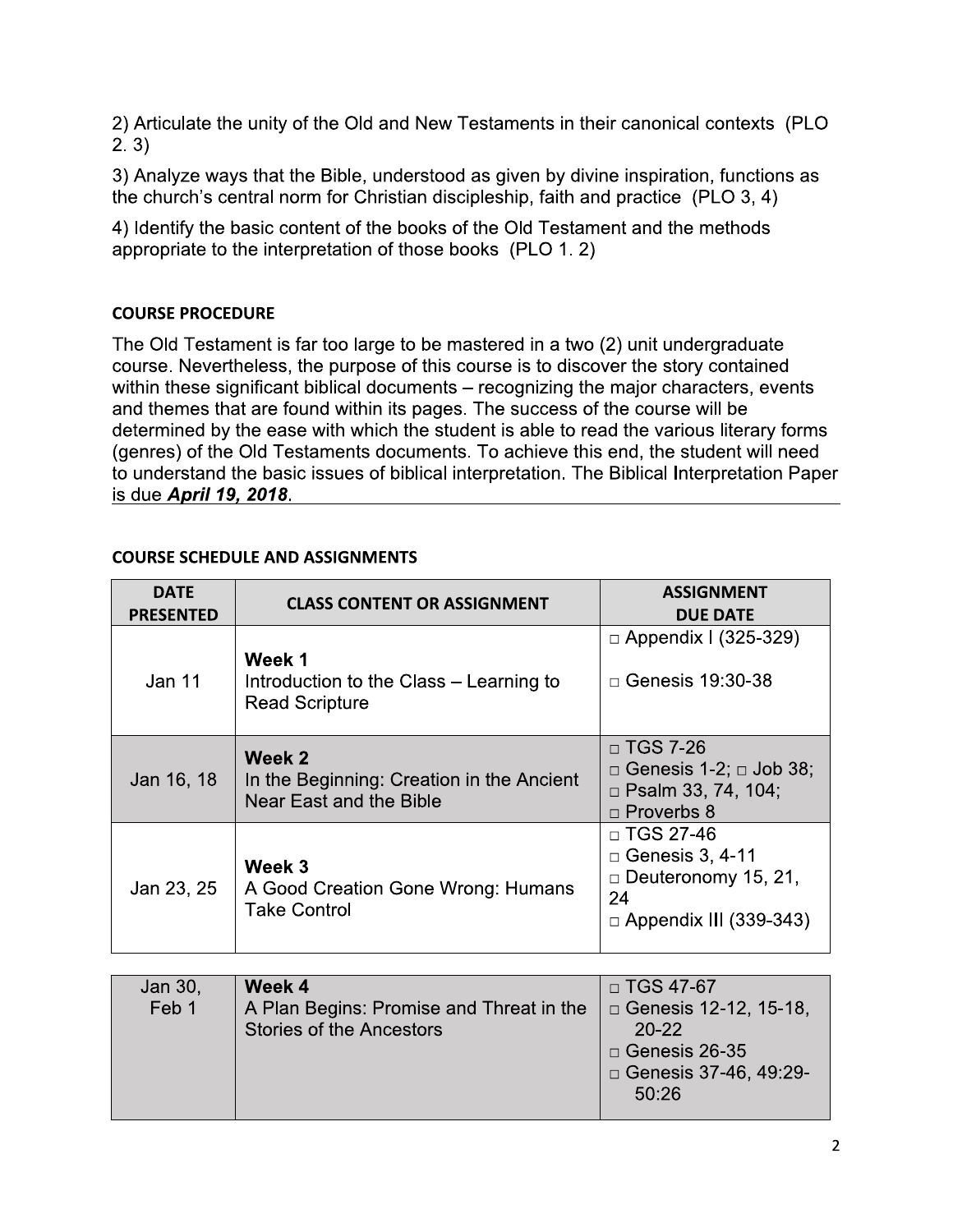2) Articulate the unity of the Old and New Testaments in their canonical contexts (PLO 2. 3)

3) Analyze ways that the Bible, understood as given by divine inspiration, functions as the church's central norm for Christian discipleship, faith and practice (PLO 3, 4)

4) Identify the basic content of the books of the Old Testament and the methods appropriate to the interpretation of those books (PLO 1. 2)

### COURSE PROCEDURE

The Old Testament is far too large to be mastered in a two (2) unit undergraduate course. Nevertheless, the purpose of this course is to discover the story contained within these significant biblical documents – recognizing the major characters, events and themes that are found within its pages. The success of the course will be determined by the ease with which the student is able to read the various literary forms (genres) of the Old Testaments documents. To achieve this end, the student will need to understand the basic issues of biblical interpretation. The Biblical Interpretation Paper is due ***April 19, 2018***.

### COURSE SCHEDULE AND ASSIGNMENTS

| DATE PRESENTED | CLASS CONTENT OR ASSIGNMENT | ASSIGNMENT DUE DATE |
|---|---|---|
| Jan 11 | **Week 1**<br>Introduction to the Class – Learning to Read Scripture | □ Appendix I (325-329)<br>□ Genesis 19:30-38 |
| Jan 16, 18 | **Week 2**<br>In the Beginning: Creation in the Ancient Near East and the Bible | □ TGS 7-26<br>□ Genesis 1-2; □ Job 38;<br>□ Psalm 33, 74, 104;<br>□ Proverbs 8 |
| Jan 23, 25 | **Week 3**<br>A Good Creation Gone Wrong: Humans Take Control | □ TGS 27-46<br>□ Genesis 3, 4-11<br>□ Deuteronomy 15, 21, 24<br>□ Appendix III (339-343) |
| Jan 30, Feb 1 | **Week 4**<br>A Plan Begins: Promise and Threat in the Stories of the Ancestors | □ TGS 47-67<br>□ Genesis 12-12, 15-18, 20-22<br>□ Genesis 26-35<br>□ Genesis 37-46, 49:29-50:26 |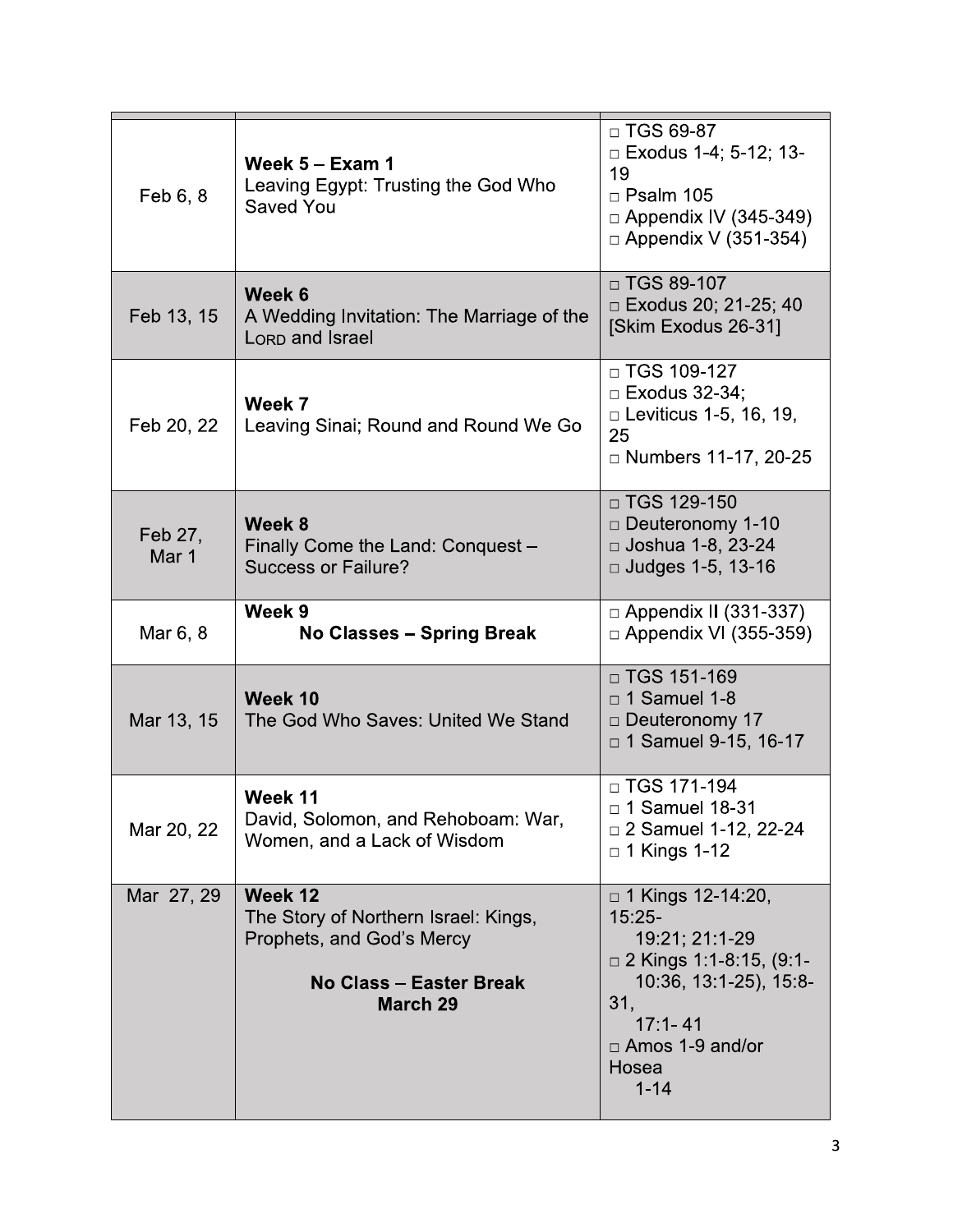| | | |
|---|---|---|
| Feb 6, 8 | **Week 5 – Exam 1**<br>Leaving Egypt: Trusting the God Who Saved You | □ TGS 69-87<br>□ Exodus 1-4; 5-12; 13-19<br>□ Psalm 105<br>□ Appendix IV (345-349)<br>□ Appendix V (351-354) |
| Feb 13, 15 | **Week 6**<br>A Wedding Invitation: The Marriage of the LORD and Israel | □ TGS 89-107<br>□ Exodus 20; 21-25; 40<br>[Skim Exodus 26-31] |
| Feb 20, 22 | **Week 7**<br>Leaving Sinai; Round and Round We Go | □ TGS 109-127<br>□ Exodus 32-34;<br>□ Leviticus 1-5, 16, 19, 25<br>□ Numbers 11-17, 20-25 |
| Feb 27, Mar 1 | **Week 8**<br>Finally Come the Land: Conquest – Success or Failure? | □ TGS 129-150<br>□ Deuteronomy 1-10<br>□ Joshua 1-8, 23-24<br>□ Judges 1-5, 13-16 |
| Mar 6, 8 | **Week 9**<br>**No Classes – Spring Break** | □ Appendix II (331-337)<br>□ Appendix VI (355-359) |
| Mar 13, 15 | **Week 10**<br>The God Who Saves: United We Stand | □ TGS 151-169<br>□ 1 Samuel 1-8<br>□ Deuteronomy 17<br>□ 1 Samuel 9-15, 16-17 |
| Mar 20, 22 | **Week 11**<br>David, Solomon, and Rehoboam: War, Women, and a Lack of Wisdom | □ TGS 171-194<br>□ 1 Samuel 18-31<br>□ 2 Samuel 1-12, 22-24<br>□ 1 Kings 1-12 |
| Mar 27, 29 | **Week 12**<br>The Story of Northern Israel: Kings, Prophets, and God's Mercy<br><br>**No Class – Easter Break March 29** | □ 1 Kings 12-14:20, 15:25-19:21; 21:1-29<br>□ 2 Kings 1:1-8:15, (9:1-10:36, 13:1-25), 15:8-31, 17:1- 41<br>□ Amos 1-9 and/or Hosea 1-14 |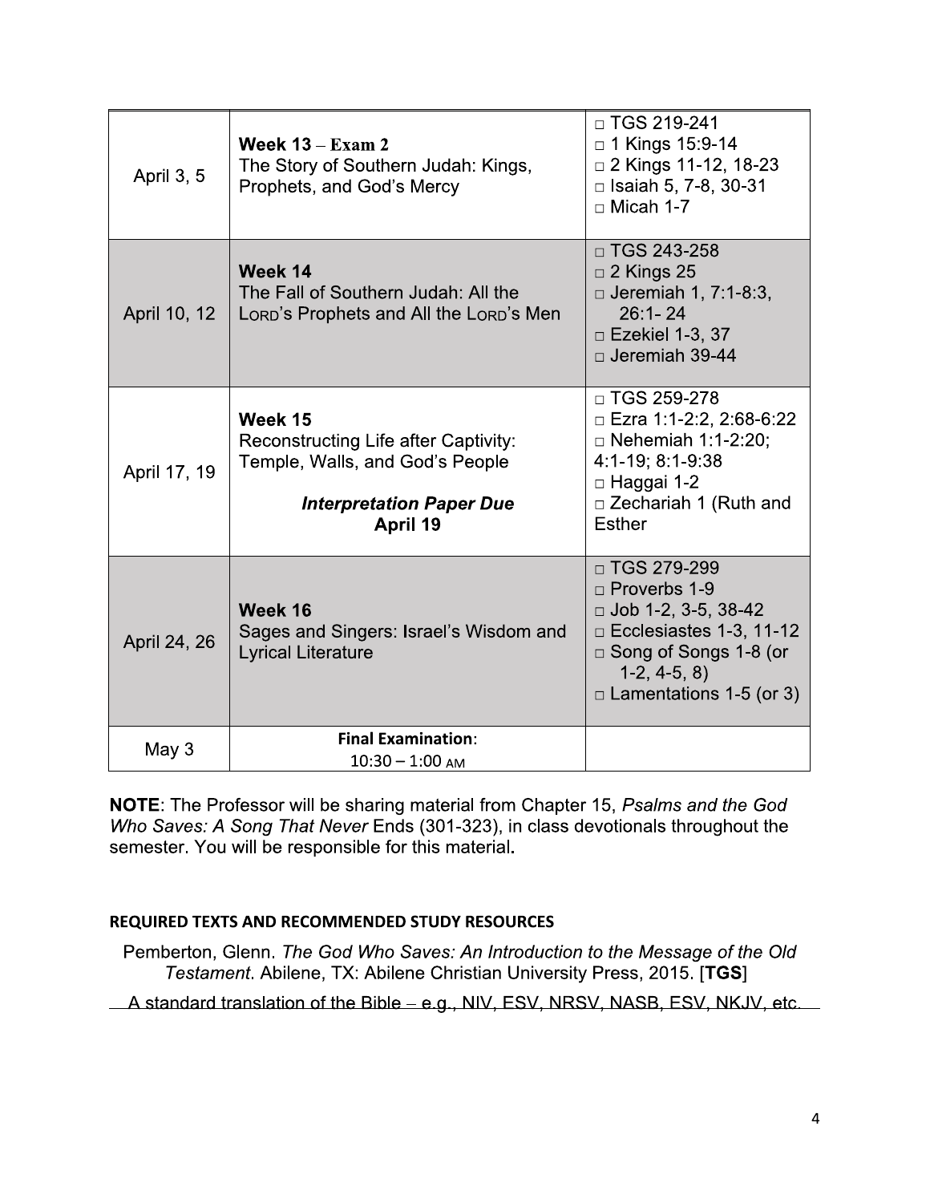| | | |
|---|---|---|
| April 3, 5 | **Week 13 – Exam 2**<br>The Story of Southern Judah: Kings, Prophets, and God's Mercy | □ TGS 219-241<br>□ 1 Kings 15:9-14<br>□ 2 Kings 11-12, 18-23<br>□ Isaiah 5, 7-8, 30-31<br>□ Micah 1-7 |
| April 10, 12 | **Week 14**<br>The Fall of Southern Judah: All the LORD's Prophets and All the LORD's Men | □ TGS 243-258<br>□ 2 Kings 25<br>□ Jeremiah 1, 7:1-8:3, 26:1- 24<br>□ Ezekiel 1-3, 37<br>□ Jeremiah 39-44 |
| April 17, 19 | **Week 15**<br>Reconstructing Life after Captivity: Temple, Walls, and God's People<br><br>***Interpretation Paper Due***<br>**April 19** | □ TGS 259-278<br>□ Ezra 1:1-2:2, 2:68-6:22<br>□ Nehemiah 1:1-2:20; 4:1-19; 8:1-9:38<br>□ Haggai 1-2<br>□ Zechariah 1 (Ruth and Esther |
| April 24, 26 | **Week 16**<br>Sages and Singers: Israel's Wisdom and Lyrical Literature | □ TGS 279-299<br>□ Proverbs 1-9<br>□ Job 1-2, 3-5, 38-42<br>□ Ecclesiastes 1-3, 11-12<br>□ Song of Songs 1-8 (or 1-2, 4-5, 8)<br>□ Lamentations 1-5 (or 3) |
| May 3 | **Final Examination**:<br>10:30 – 1:00 AM | |

**NOTE**: The Professor will be sharing material from Chapter 15, *Psalms and the God Who Saves: A Song That Never* Ends (301-323), in class devotionals throughout the semester. You will be responsible for this material**.**

### REQUIRED TEXTS AND RECOMMENDED STUDY RESOURCES

Pemberton, Glenn. *The God Who Saves: An Introduction to the Message of the Old Testament*. Abilene, TX: Abilene Christian University Press, 2015. [**TGS**]

A standard translation of the Bible – e.g., NIV, ESV, NRSV, NASB, ESV, NKJV, etc.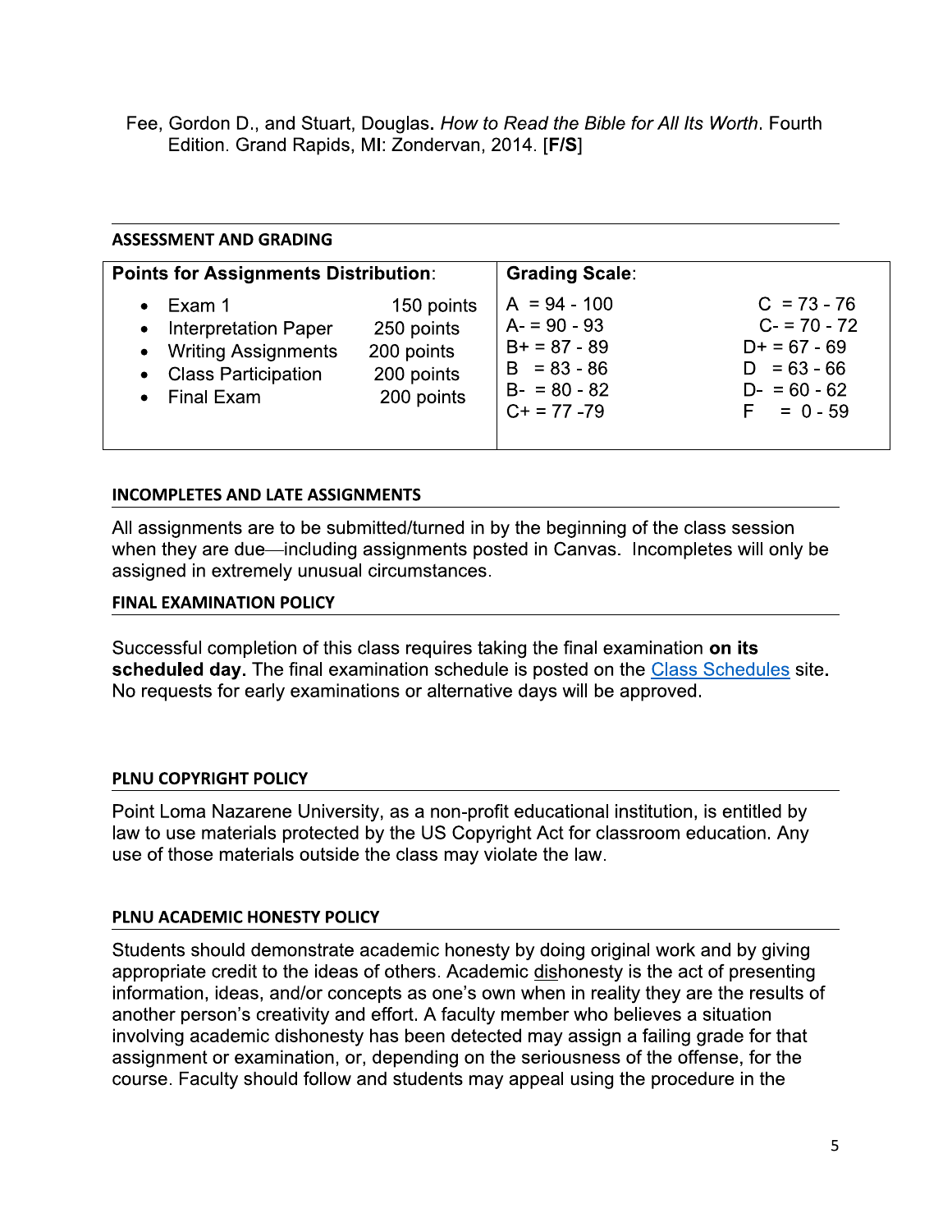Fee, Gordon D., and Stuart, Douglas. *How to Read the Bible for All Its Worth*. Fourth Edition. Grand Rapids, MI: Zondervan, 2014. [**F/S**]

## ASSESSMENT AND GRADING

| **Points for Assignments Distribution**: | | **Grading Scale**: | |
|---|---|---|---|
| Exam 1 | 150 points | A = 94 - 100 | C = 73 - 76 |
| Interpretation Paper | 250 points | A- = 90 - 93 | C- = 70 - 72 |
| Writing Assignments | 200 points | B+ = 87 - 89 | D+ = 67 - 69 |
| Class Participation | 200 points | B = 83 - 86 | D = 63 - 66 |
| Final Exam | 200 points | B- = 80 - 82 | D- = 60 - 62 |
| | | C+ = 77 -79 | F = 0 - 59 |

## INCOMPLETES AND LATE ASSIGNMENTS

All assignments are to be submitted/turned in by the beginning of the class session when they are due—including assignments posted in Canvas. Incompletes will only be assigned in extremely unusual circumstances.

## FINAL EXAMINATION POLICY

Successful completion of this class requires taking the final examination **on its scheduled day.** The final examination schedule is posted on the Class Schedules site. No requests for early examinations or alternative days will be approved.

## PLNU COPYRIGHT POLICY

Point Loma Nazarene University, as a non-profit educational institution, is entitled by law to use materials protected by the US Copyright Act for classroom education. Any use of those materials outside the class may violate the law.

## PLNU ACADEMIC HONESTY POLICY

Students should demonstrate academic honesty by doing original work and by giving appropriate credit to the ideas of others. Academic dishonesty is the act of presenting information, ideas, and/or concepts as one's own when in reality they are the results of another person's creativity and effort. A faculty member who believes a situation involving academic dishonesty has been detected may assign a failing grade for that assignment or examination, or, depending on the seriousness of the offense, for the course. Faculty should follow and students may appeal using the procedure in the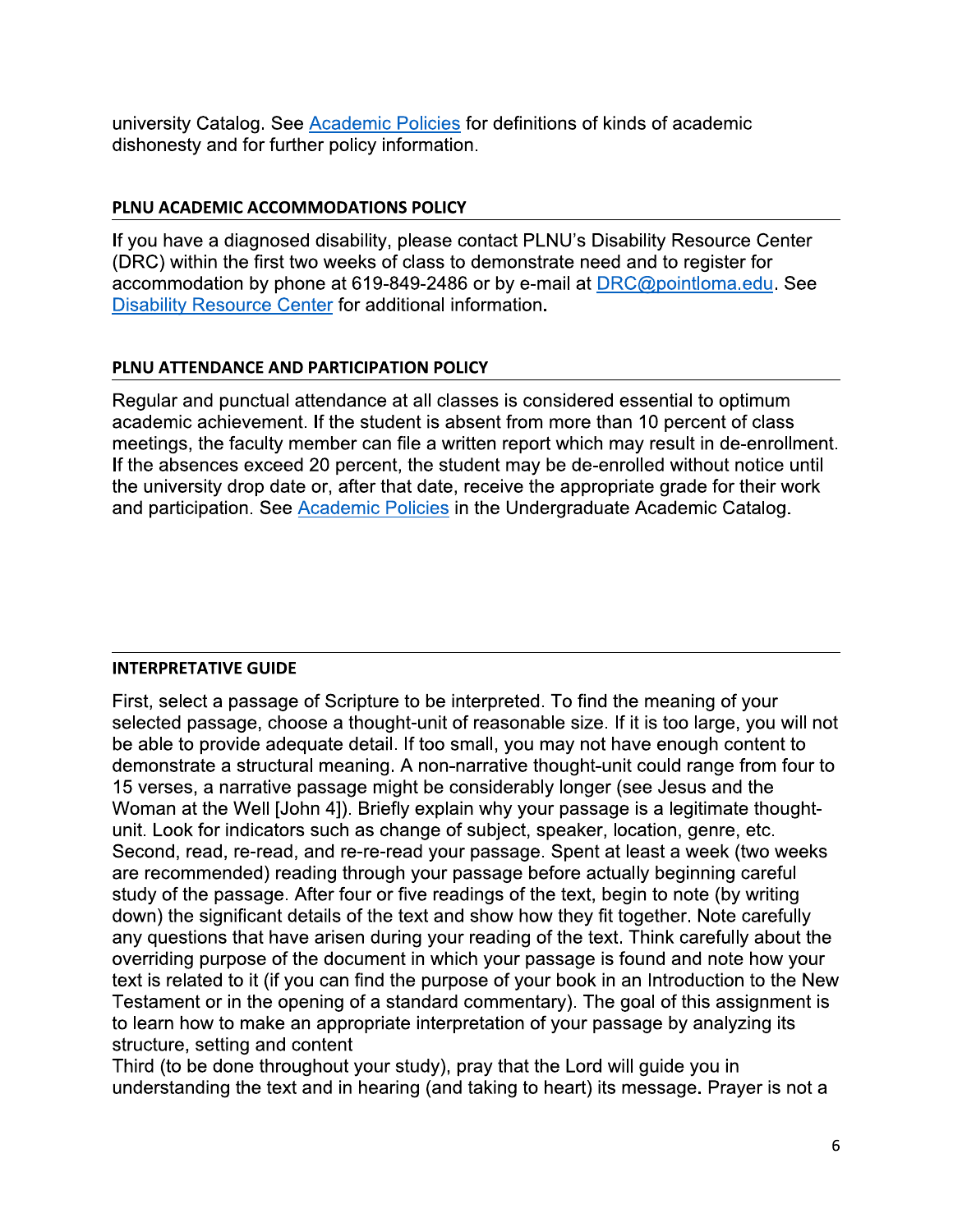university Catalog. See [Academic Policies] for definitions of kinds of academic dishonesty and for further policy information.

### PLNU ACADEMIC ACCOMMODATIONS POLICY

If you have a diagnosed disability, please contact PLNU's Disability Resource Center (DRC) within the first two weeks of class to demonstrate need and to register for accommodation by phone at 619-849-2486 or by e-mail at DRC@pointloma.edu. See Disability Resource Center for additional information.

### PLNU ATTENDANCE AND PARTICIPATION POLICY

Regular and punctual attendance at all classes is considered essential to optimum academic achievement. If the student is absent from more than 10 percent of class meetings, the faculty member can file a written report which may result in de-enrollment. If the absences exceed 20 percent, the student may be de-enrolled without notice until the university drop date or, after that date, receive the appropriate grade for their work and participation. See Academic Policies in the Undergraduate Academic Catalog.

### INTERPRETATIVE GUIDE

First, select a passage of Scripture to be interpreted. To find the meaning of your selected passage, choose a thought-unit of reasonable size. If it is too large, you will not be able to provide adequate detail. If too small, you may not have enough content to demonstrate a structural meaning. A non-narrative thought-unit could range from four to 15 verses, a narrative passage might be considerably longer (see Jesus and the Woman at the Well [John 4]). Briefly explain why your passage is a legitimate thought-unit. Look for indicators such as change of subject, speaker, location, genre, etc.
Second, read, re-read, and re-re-read your passage. Spent at least a week (two weeks are recommended) reading through your passage before actually beginning careful study of the passage. After four or five readings of the text, begin to note (by writing down) the significant details of the text and show how they fit together. Note carefully any questions that have arisen during your reading of the text. Think carefully about the overriding purpose of the document in which your passage is found and note how your text is related to it (if you can find the purpose of your book in an Introduction to the New Testament or in the opening of a standard commentary). The goal of this assignment is to learn how to make an appropriate interpretation of your passage by analyzing its structure, setting and content
Third (to be done throughout your study), pray that the Lord will guide you in understanding the text and in hearing (and taking to heart) its message. Prayer is not a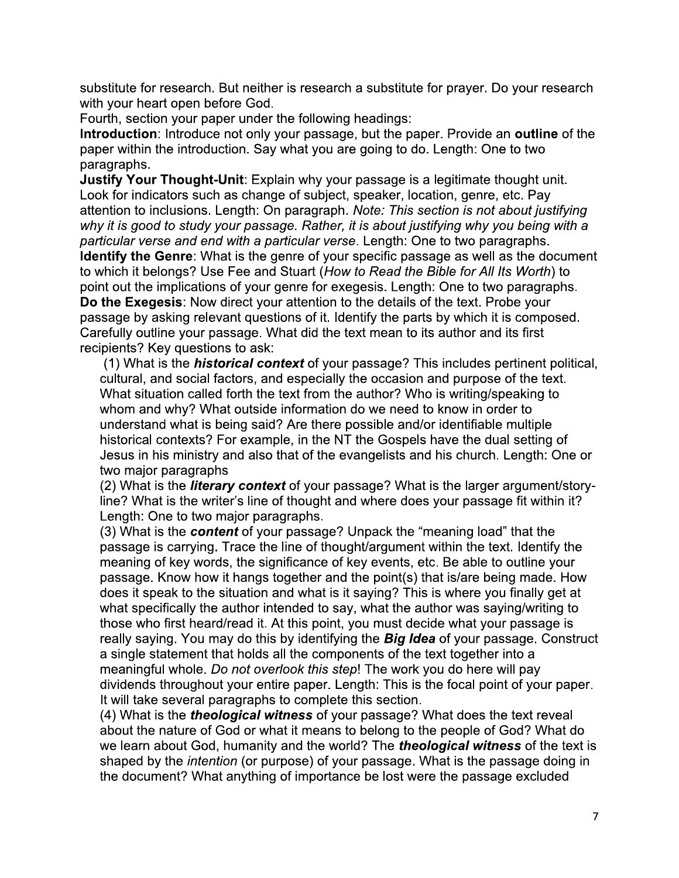substitute for research. But neither is research a substitute for prayer. Do your research with your heart open before God.

Fourth, section your paper under the following headings:

**Introduction**: Introduce not only your passage, but the paper. Provide an **outline** of the paper within the introduction. Say what you are going to do. Length: One to two paragraphs.

**Justify Your Thought-Unit**: Explain why your passage is a legitimate thought unit. Look for indicators such as change of subject, speaker, location, genre, etc. Pay attention to inclusions. Length: On paragraph. *Note: This section is not about justifying why it is good to study your passage. Rather, it is about justifying why you being with a particular verse and end with a particular verse*. Length: One to two paragraphs.

**Identify the Genre**: What is the genre of your specific passage as well as the document to which it belongs? Use Fee and Stuart (*How to Read the Bible for All Its Worth*) to point out the implications of your genre for exegesis. Length: One to two paragraphs.

**Do the Exegesis**: Now direct your attention to the details of the text. Probe your passage by asking relevant questions of it. Identify the parts by which it is composed. Carefully outline your passage. What did the text mean to its author and its first recipients? Key questions to ask:

(1) What is the ***historical context*** of your passage? This includes pertinent political, cultural, and social factors, and especially the occasion and purpose of the text. What situation called forth the text from the author? Who is writing/speaking to whom and why? What outside information do we need to know in order to understand what is being said? Are there possible and/or identifiable multiple historical contexts? For example, in the NT the Gospels have the dual setting of Jesus in his ministry and also that of the evangelists and his church. Length: One or two major paragraphs

(2) What is the ***literary context*** of your passage? What is the larger argument/story-line? What is the writer's line of thought and where does your passage fit within it? Length: One to two major paragraphs.

(3) What is the ***content*** of your passage? Unpack the "meaning load" that the passage is carrying**.** Trace the line of thought/argument within the text. Identify the meaning of key words, the significance of key events, etc. Be able to outline your passage. Know how it hangs together and the point(s) that is/are being made. How does it speak to the situation and what is it saying? This is where you finally get at what specifically the author intended to say, what the author was saying/writing to those who first heard/read it. At this point, you must decide what your passage is really saying. You may do this by identifying the ***Big Idea*** of your passage. Construct a single statement that holds all the components of the text together into a meaningful whole. *Do not overlook this step*! The work you do here will pay dividends throughout your entire paper. Length: This is the focal point of your paper. It will take several paragraphs to complete this section.

(4) What is the ***theological witness*** of your passage? What does the text reveal about the nature of God or what it means to belong to the people of God? What do we learn about God, humanity and the world? The ***theological witness*** of the text is shaped by the *intention* (or purpose) of your passage. What is the passage doing in the document? What anything of importance be lost were the passage excluded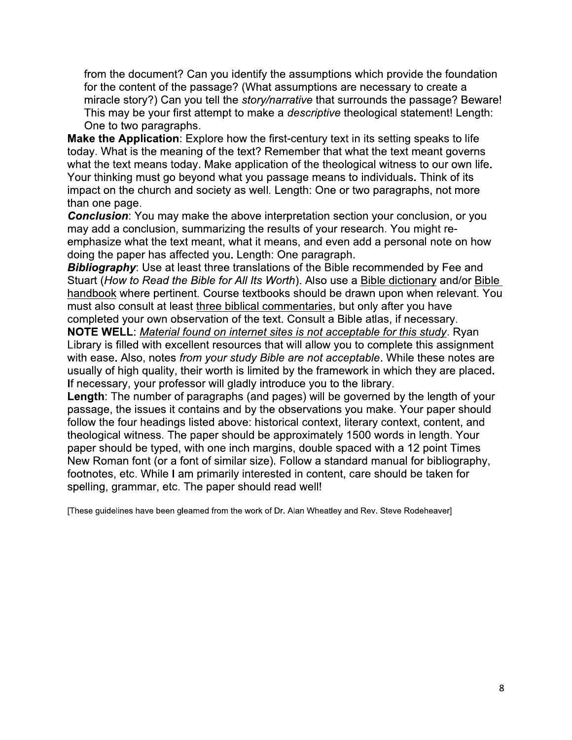from the document? Can you identify the assumptions which provide the foundation for the content of the passage? (What assumptions are necessary to create a miracle story?) Can you tell the *story/narrative* that surrounds the passage? Beware! This may be your first attempt to make a *descriptive* theological statement! Length: One to two paragraphs.

**Make the Application**: Explore how the first-century text in its setting speaks to life today. What is the meaning of the text? Remember that what the text meant governs what the text means today. Make application of the theological witness to our own life. Your thinking must go beyond what you passage means to individuals. Think of its impact on the church and society as well. Length: One or two paragraphs, not more than one page.

***Conclusion***: You may make the above interpretation section your conclusion, or you may add a conclusion, summarizing the results of your research. You might re-emphasize what the text meant, what it means, and even add a personal note on how doing the paper has affected you. Length: One paragraph.

***Bibliography***: Use at least three translations of the Bible recommended by Fee and Stuart (*How to Read the Bible for All Its Worth*). Also use a <u>Bible dictionary</u> and/or <u>Bible handbook</u> where pertinent. Course textbooks should be drawn upon when relevant. You must also consult at least <u>three biblical commentaries</u>, but only after you have completed your own observation of the text. Consult a Bible atlas, if necessary.

**NOTE WELL**: <u>*Material found on internet sites is not acceptable for this study*</u>. Ryan Library is filled with excellent resources that will allow you to complete this assignment with ease. Also, notes *from your study Bible are not acceptable*. While these notes are usually of high quality, their worth is limited by the framework in which they are placed. If necessary, your professor will gladly introduce you to the library.

**Length**: The number of paragraphs (and pages) will be governed by the length of your passage, the issues it contains and by the observations you make. Your paper should follow the four headings listed above: historical context, literary context, content, and theological witness. The paper should be approximately 1500 words in length. Your paper should be typed, with one inch margins, double spaced with a 12 point Times New Roman font (or a font of similar size). Follow a standard manual for bibliography, footnotes, etc. While I am primarily interested in content, care should be taken for spelling, grammar, etc. The paper should read well!

[These guidelines have been gleamed from the work of Dr. Alan Wheatley and Rev. Steve Rodeheaver]